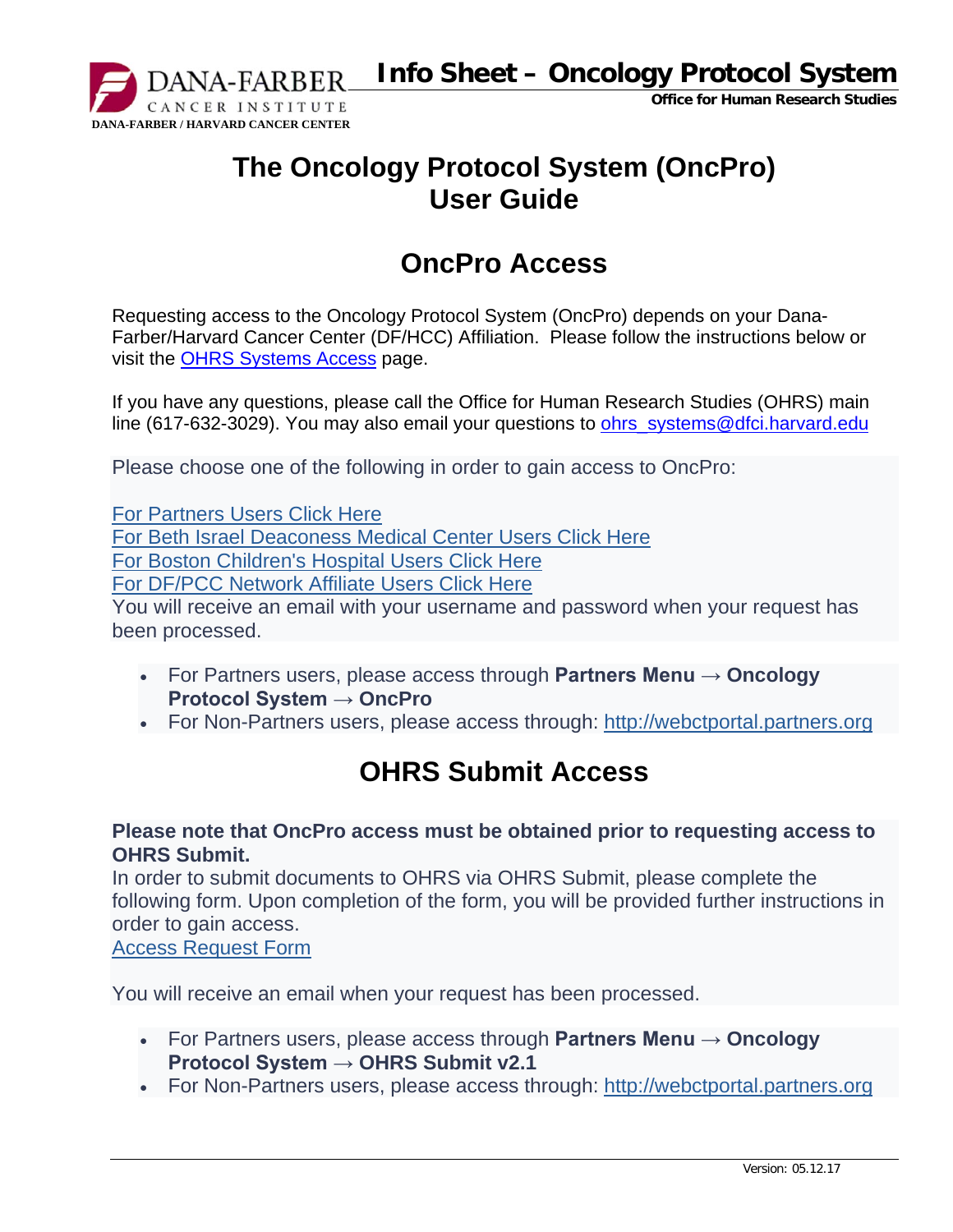# The Oncology Protocol System (OncPro) User Guide

## OncPro Access

Requesting access to the Oncology Protocol System (OncPro) depends on your Dana-Farber/Harvard Cancer Center (DF/HCC) Affiliation. Please follow the instructions below or visit the OHRS Systems Access page.

If you have any questions, please call the Office for Human Research Studies (OHRS) main line (617-632-3029). You may also email your questions to ohrs_systems@dfci.harvard.edu

Please choose one of the following in order to gain access to OncPro:

For Partners Users Click Here
For Beth Israel Deaconess Medical Center Users Click Here
For Boston Children's Hospital Users Click Here
For DF/PCC Network Affiliate Users Click Here
You will receive an email with your username and password when your request has been processed.

- For Partners users, please access through **Partners Menu → Oncology Protocol System → OncPro**
- For Non-Partners users, please access through: http://webctportal.partners.org

## OHRS Submit Access

**Please note that OncPro access must be obtained prior to requesting access to OHRS Submit.**
In order to submit documents to OHRS via OHRS Submit, please complete the following form. Upon completion of the form, you will be provided further instructions in order to gain access.
Access Request Form

You will receive an email when your request has been processed.

- For Partners users, please access through **Partners Menu → Oncology Protocol System → OHRS Submit v2.1**
- For Non-Partners users, please access through: http://webctportal.partners.org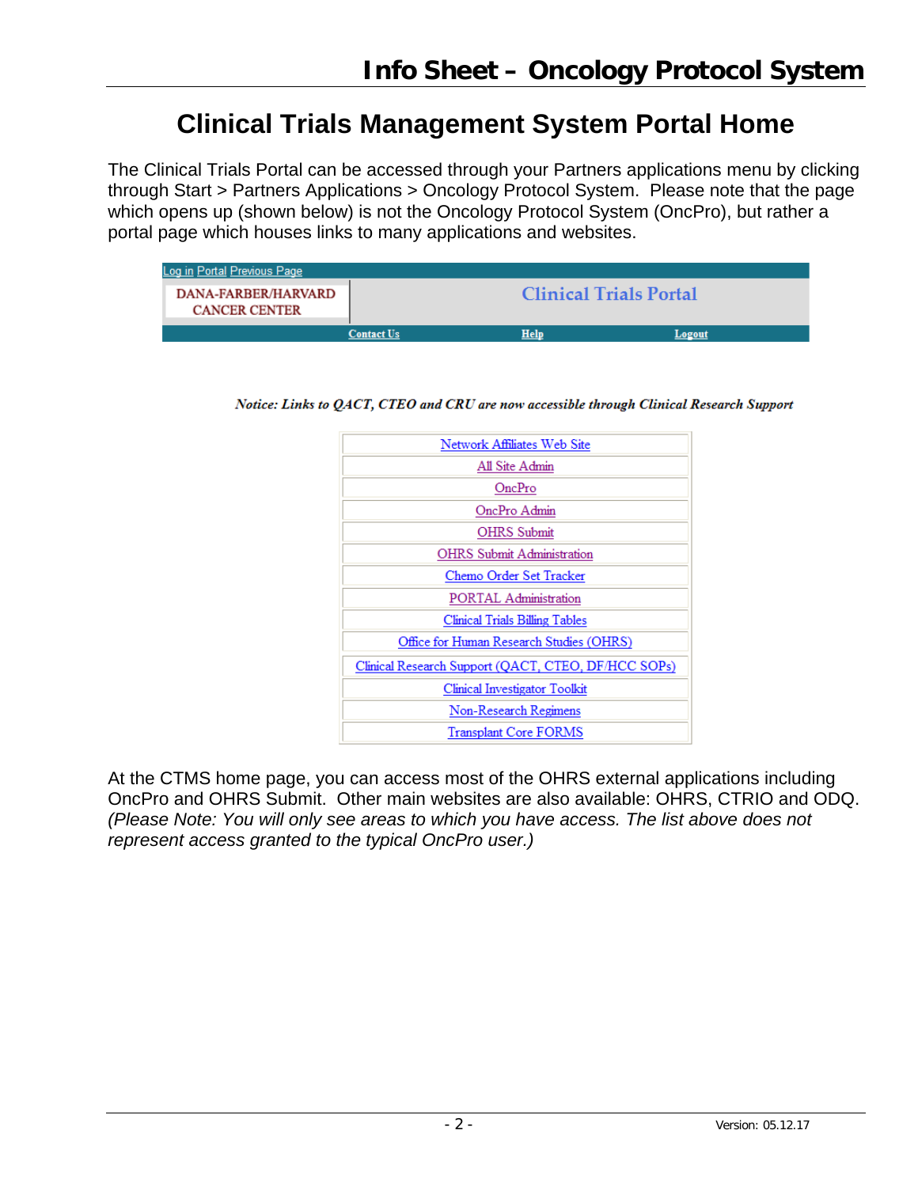# Clinical Trials Management System Portal Home

The Clinical Trials Portal can be accessed through your Partners applications menu by clicking through Start > Partners Applications > Oncology Protocol System. Please note that the page which opens up (shown below) is not the Oncology Protocol System (OncPro), but rather a portal page which houses links to many applications and websites.

Log in Portal Previous Page

DANA-FARBER/HARVARD CANCER CENTER

Clinical Trials Portal

Contact Us | Help | Logout

*Notice: Links to QACT, CTEO and CRU are now accessible through Clinical Research Support*

| |
|---|
| Network Affiliates Web Site |
| All Site Admin |
| OncPro |
| OncPro Admin |
| OHRS Submit |
| OHRS Submit Administration |
| Chemo Order Set Tracker |
| PORTAL Administration |
| Clinical Trials Billing Tables |
| Office for Human Research Studies (OHRS) |
| Clinical Research Support (QACT, CTEO, DF/HCC SOPs) |
| Clinical Investigator Toolkit |
| Non-Research Regimens |
| Transplant Core FORMS |

At the CTMS home page, you can access most of the OHRS external applications including OncPro and OHRS Submit. Other main websites are also available: OHRS, CTRIO and ODQ. *(Please Note: You will only see areas to which you have access. The list above does not represent access granted to the typical OncPro user.)*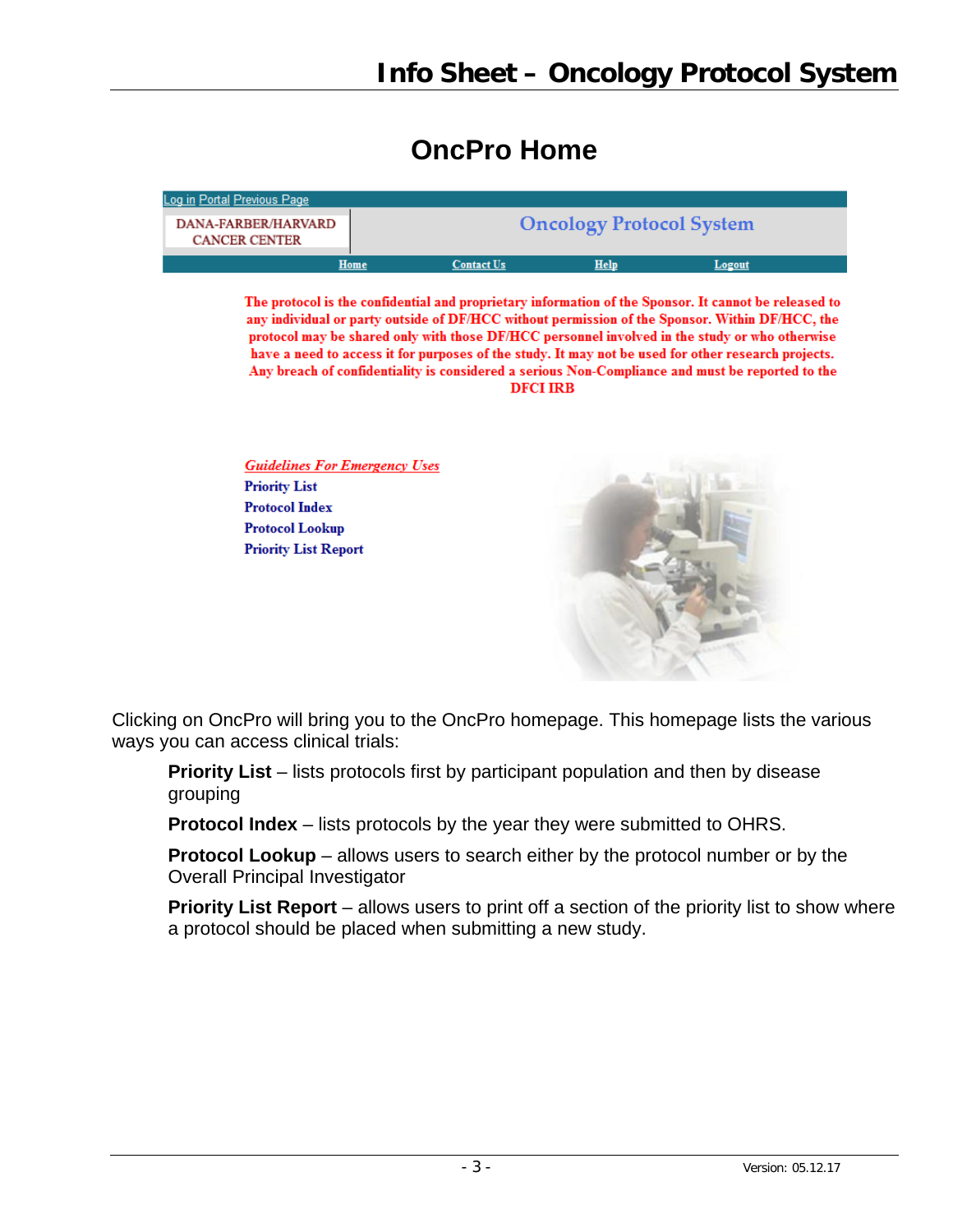## OncPro Home

Log in Portal Previous Page

DANA-FARBER/HARVARD CANCER CENTER

Oncology Protocol System

Home | Contact Us | Help | Logout

**The protocol is the confidential and proprietary information of the Sponsor. It cannot be released to any individual or party outside of DF/HCC without permission of the Sponsor. Within DF/HCC, the protocol may be shared only with those DF/HCC personnel involved in the study or who otherwise have a need to access it for purposes of the study. It may not be used for other research projects. Any breach of confidentiality is considered a serious Non-Compliance and must be reported to the DFCI IRB**

*Guidelines For Emergency Uses*
Priority List
Protocol Index
Protocol Lookup
Priority List Report

Clicking on OncPro will bring you to the OncPro homepage. This homepage lists the various ways you can access clinical trials:

**Priority List** – lists protocols first by participant population and then by disease grouping

**Protocol Index** – lists protocols by the year they were submitted to OHRS.

**Protocol Lookup** – allows users to search either by the protocol number or by the Overall Principal Investigator

**Priority List Report** – allows users to print off a section of the priority list to show where a protocol should be placed when submitting a new study.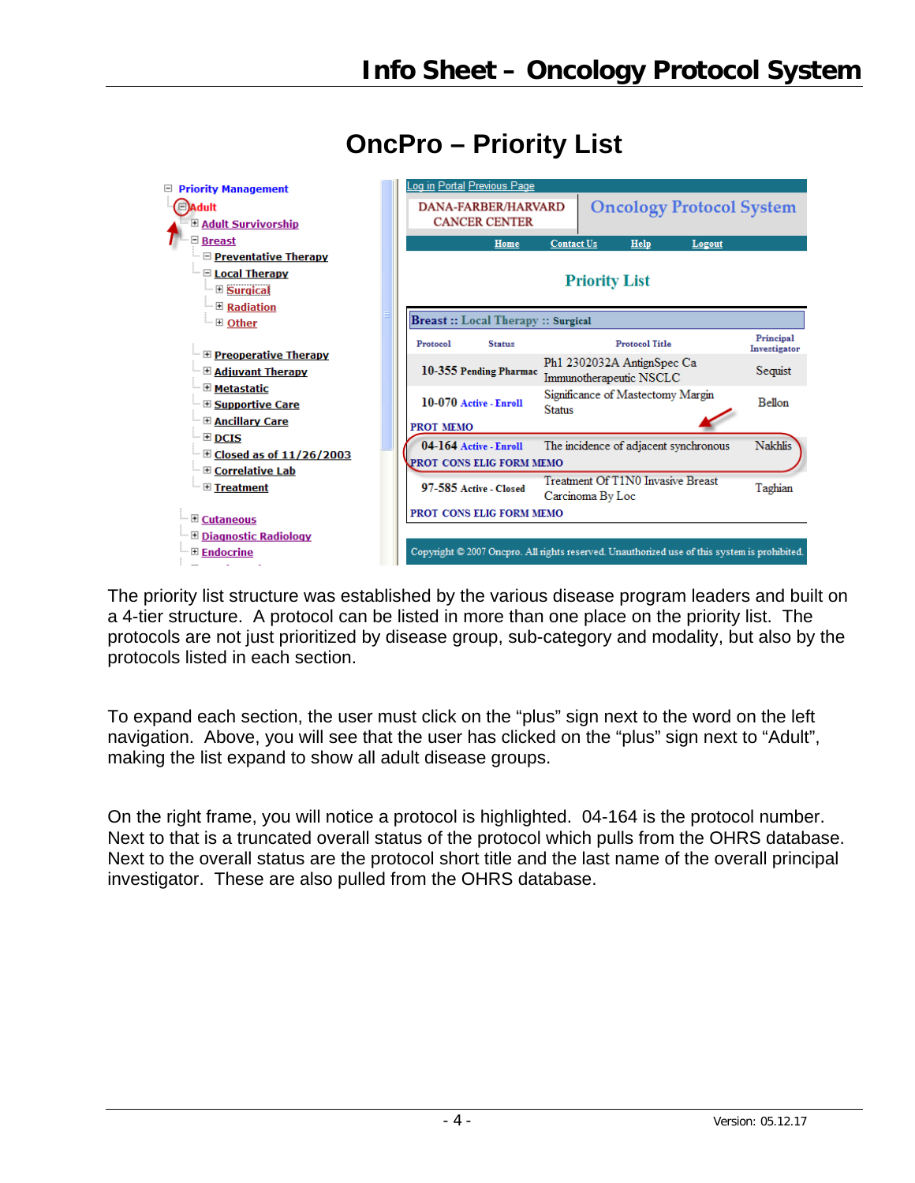# OncPro – Priority List

- ⊟ Priority Management
  - ⊟ Adult
    - ⊞ Adult Survivorship
    - ⊟ Breast
      - ⊟ Preventative Therapy
      - ⊟ Local Therapy
        - ⊞ Surgical
        - ⊞ Radiation
        - ⊞ Other
      - ⊞ Preoperative Therapy
      - ⊞ Adjuvant Therapy
      - ⊞ Metastatic
      - ⊞ Supportive Care
      - ⊞ Ancillary Care
      - ⊞ DCIS
      - ⊞ Closed as of 11/26/2003
      - ⊞ Correlative Lab
      - ⊞ Treatment
    - ⊞ Cutaneous
    - ⊞ Diagnostic Radiology
    - ⊞ Endocrine

Log in Portal Previous Page

DANA-FARBER/HARVARD CANCER CENTER | Oncology Protocol System

Home | Contact Us | Help | Logout

**Priority List**

**Breast :: Local Therapy :: Surgical**

| Protocol | Status | Protocol Title | Principal Investigator |
|---|---|---|---|
| 10-355 | Pending Pharmac | Ph1 2302032A AntignSpec Ca Immunotherapeutic NSCLC | Sequist |
| 10-070 | Active - Enroll | Significance of Mastectomy Margin Status | Bellon |
| PROT MEMO | | | |
| 04-164 | Active - Enroll | The incidence of adjacent synchronous | Nakhlis |
| PROT CONS ELIG FORM MEMO | | | |
| 97-585 | Active - Closed | Treatment Of T1N0 Invasive Breast Carcinoma By Loc | Taghian |
| PROT CONS ELIG FORM MEMO | | | |

Copyright © 2007 Oncpro. All rights reserved. Unauthorized use of this system is prohibited.

The priority list structure was established by the various disease program leaders and built on a 4-tier structure. A protocol can be listed in more than one place on the priority list. The protocols are not just prioritized by disease group, sub-category and modality, but also by the protocols listed in each section.

To expand each section, the user must click on the "plus" sign next to the word on the left navigation. Above, you will see that the user has clicked on the "plus" sign next to "Adult", making the list expand to show all adult disease groups.

On the right frame, you will notice a protocol is highlighted. 04-164 is the protocol number. Next to that is a truncated overall status of the protocol which pulls from the OHRS database. Next to the overall status are the protocol short title and the last name of the overall principal investigator. These are also pulled from the OHRS database.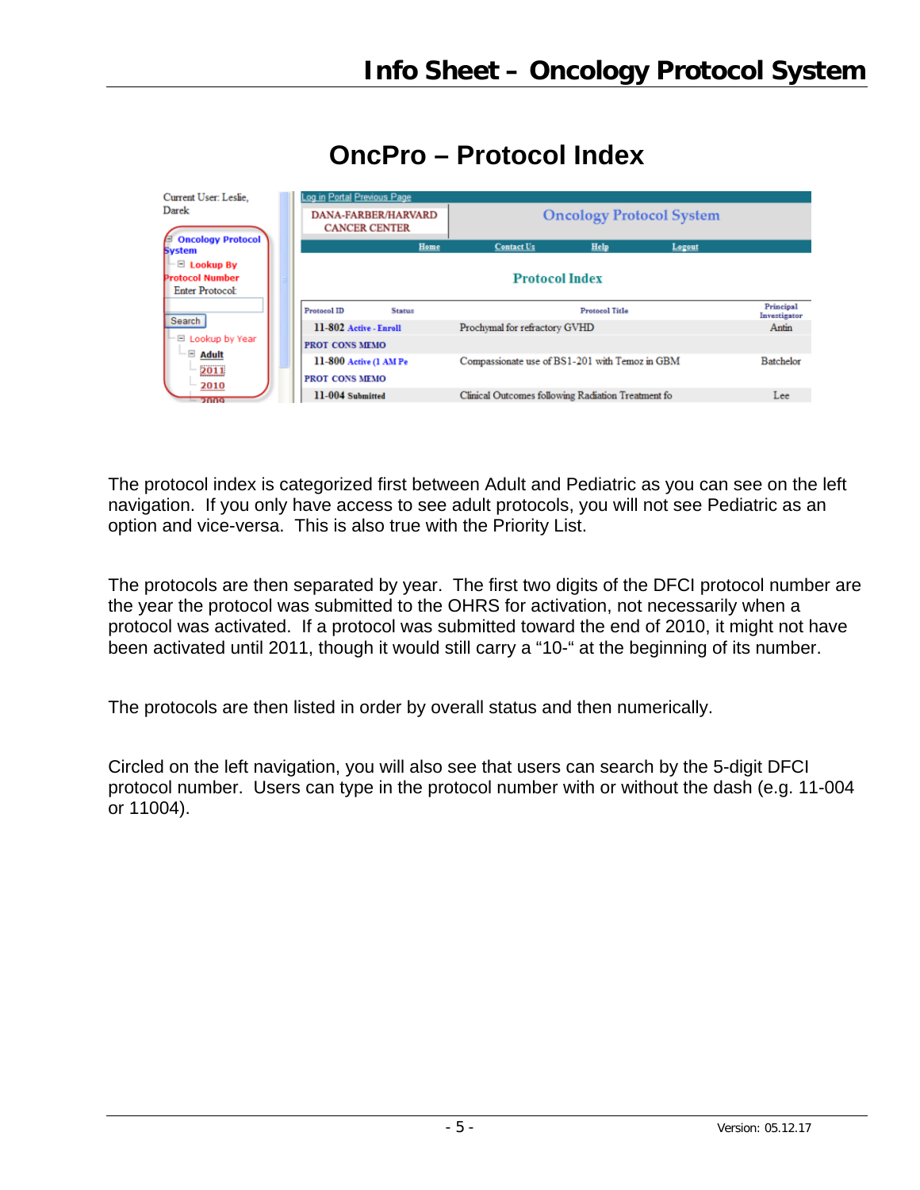# OncPro – Protocol Index

The protocol index is categorized first between Adult and Pediatric as you can see on the left navigation. If you only have access to see adult protocols, you will not see Pediatric as an option and vice-versa. This is also true with the Priority List.

The protocols are then separated by year. The first two digits of the DFCI protocol number are the year the protocol was submitted to the OHRS for activation, not necessarily when a protocol was activated. If a protocol was submitted toward the end of 2010, it might not have been activated until 2011, though it would still carry a "10-" at the beginning of its number.

The protocols are then listed in order by overall status and then numerically.

Circled on the left navigation, you will also see that users can search by the 5-digit DFCI protocol number. Users can type in the protocol number with or without the dash (e.g. 11-004 or 11004).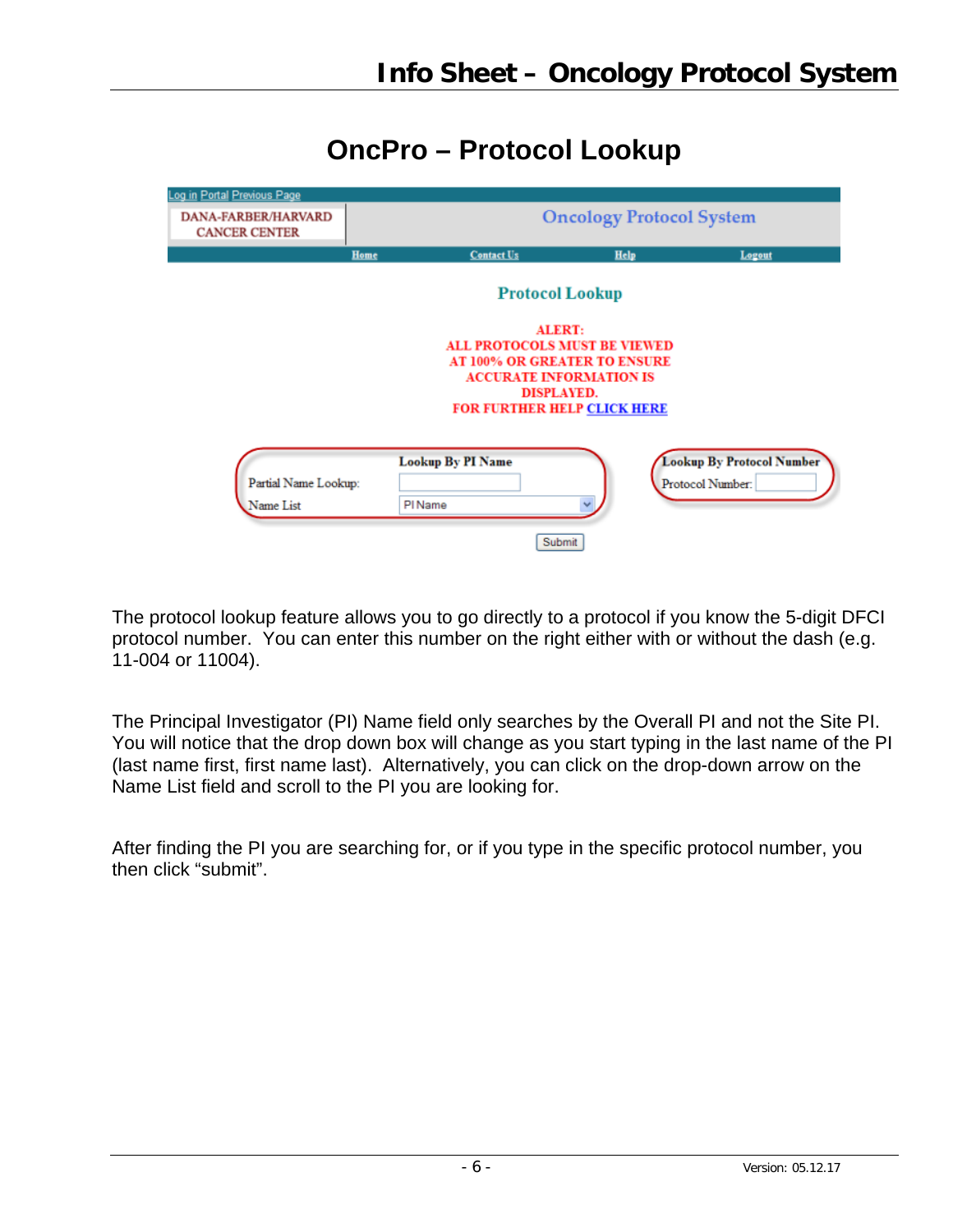# OncPro – Protocol Lookup

Log in Portal Previous Page

DANA-FARBER/HARVARD CANCER CENTER

Oncology Protocol System

Home | Contact Us | Help | Logout

## Protocol Lookup

**ALERT:**
**ALL PROTOCOLS MUST BE VIEWED AT 100% OR GREATER TO ENSURE ACCURATE INFORMATION IS DISPLAYED.**
**FOR FURTHER HELP CLICK HERE**

**Lookup By PI Name**

Partial Name Lookup:

Name List: PI Name

**Lookup By Protocol Number**

Protocol Number:

Submit

The protocol lookup feature allows you to go directly to a protocol if you know the 5-digit DFCI protocol number. You can enter this number on the right either with or without the dash (e.g. 11-004 or 11004).

The Principal Investigator (PI) Name field only searches by the Overall PI and not the Site PI. You will notice that the drop down box will change as you start typing in the last name of the PI (last name first, first name last). Alternatively, you can click on the drop-down arrow on the Name List field and scroll to the PI you are looking for.

After finding the PI you are searching for, or if you type in the specific protocol number, you then click "submit".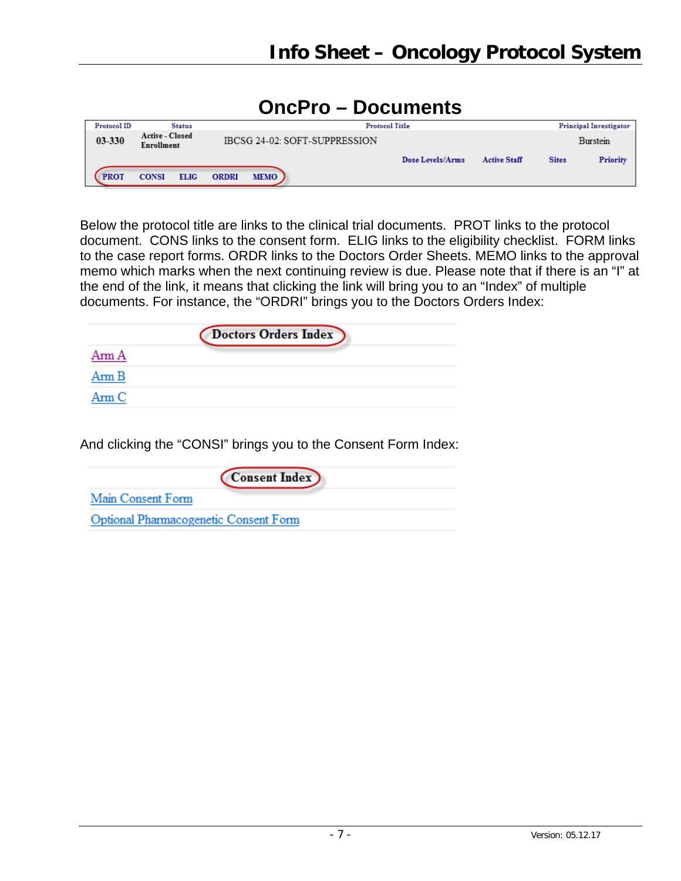# OncPro – Documents

| Protocol ID | Status | Protocol Title | | | | Principal Investigator |
|---|---|---|---|---|---|---|
| 03-330 | Active - Closed Enrollment | IBCSG 24-02: SOFT-SUPPRESSION | | | | Burstein |
| | | | Dose Levels/Arms | Active Staff | Sites | Priority |
| PROT CONSI ELIG ORDRI MEMO | | | | | | |

Below the protocol title are links to the clinical trial documents. PROT links to the protocol document. CONS links to the consent form. ELIG links to the eligibility checklist. FORM links to the case report forms. ORDR links to the Doctors Order Sheets. MEMO links to the approval memo which marks when the next continuing review is due. Please note that if there is an "I" at the end of the link, it means that clicking the link will bring you to an "Index" of multiple documents. For instance, the "ORDRI" brings you to the Doctors Orders Index:

| Doctors Orders Index |
|---|
| Arm A |
| Arm B |
| Arm C |

And clicking the "CONSI" brings you to the Consent Form Index:

| Consent Index |
|---|
| Main Consent Form |
| Optional Pharmacogenetic Consent Form |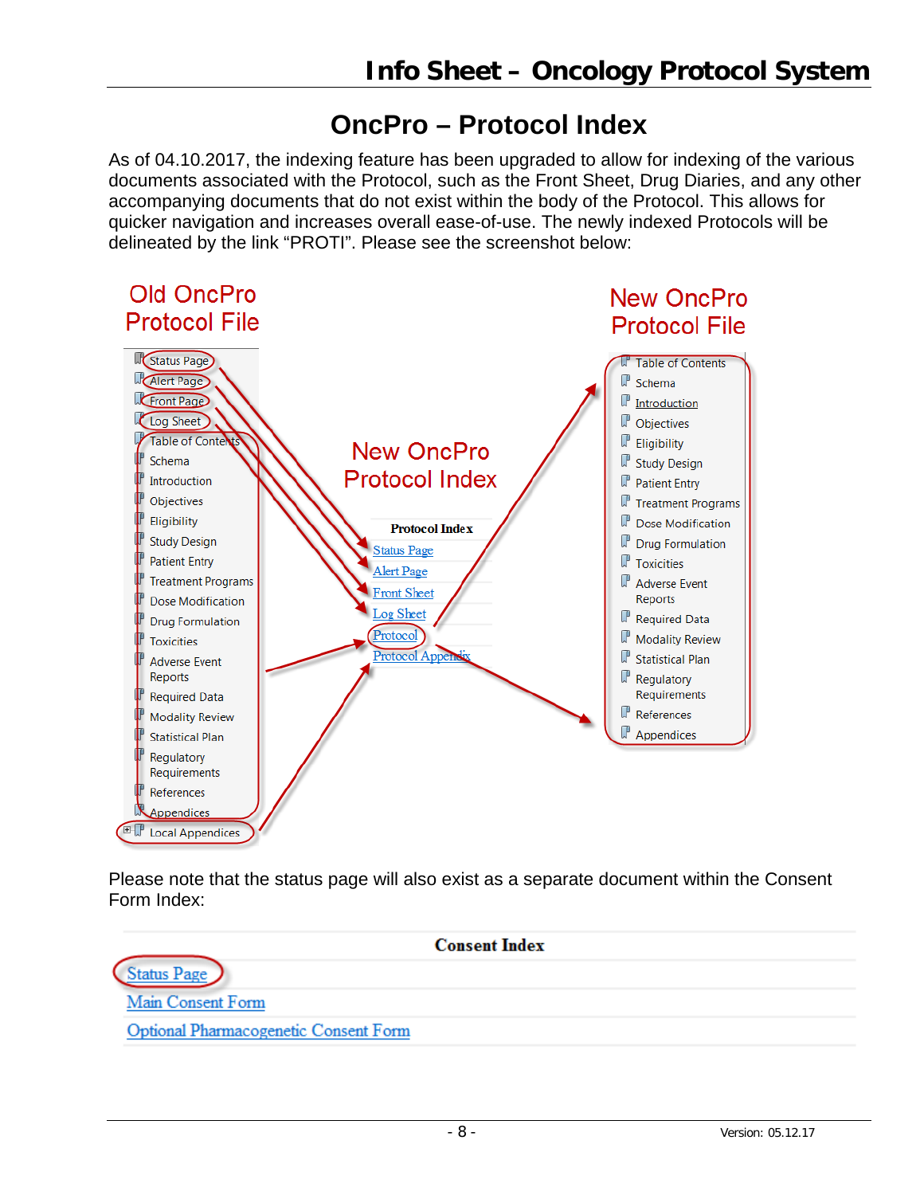# OncPro – Protocol Index

As of 04.10.2017, the indexing feature has been upgraded to allow for indexing of the various documents associated with the Protocol, such as the Front Sheet, Drug Diaries, and any other accompanying documents that do not exist within the body of the Protocol. This allows for quicker navigation and increases overall ease-of-use. The newly indexed Protocols will be delineated by the link "PROTI". Please see the screenshot below:

**Old OncPro Protocol File**

- Status Page
- Alert Page
- Front Page
- Log Sheet
- Table of Contents
- Schema
- Introduction
- Objectives
- Eligibility
- Study Design
- Patient Entry
- Treatment Programs
- Dose Modification
- Drug Formulation
- Toxicities
- Adverse Event Reports
- Required Data
- Modality Review
- Statistical Plan
- Regulatory Requirements
- References
- Appendices
- Local Appendices

**New OncPro Protocol Index**

| Protocol Index |
|---|
| Status Page |
| Alert Page |
| Front Sheet |
| Log Sheet |
| Protocol |
| Protocol Appendix |

**New OncPro Protocol File**

- Table of Contents
- Schema
- Introduction
- Objectives
- Eligibility
- Study Design
- Patient Entry
- Treatment Programs
- Dose Modification
- Drug Formulation
- Toxicities
- Adverse Event Reports
- Required Data
- Modality Review
- Statistical Plan
- Regulatory Requirements
- References
- Appendices

Please note that the status page will also exist as a separate document within the Consent Form Index:

| Consent Index |
|---|
| Status Page |
| Main Consent Form |
| Optional Pharmacogenetic Consent Form |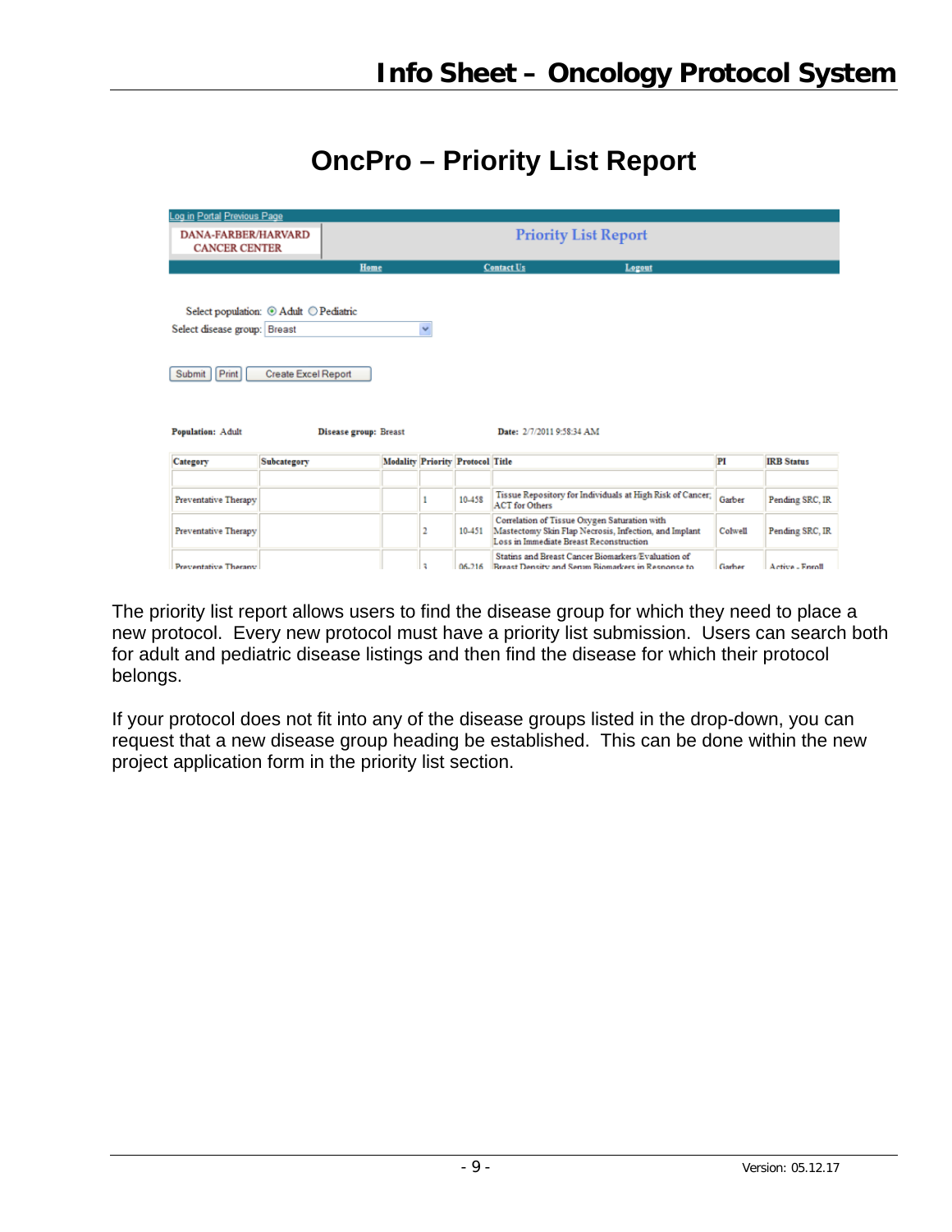# OncPro – Priority List Report

Log in Portal Previous Page

DANA-FARBER/HARVARD CANCER CENTER

Priority List Report

Home Contact Us Logout

Select population: Adult Pediatric

Select disease group: Breast

Submit Print Create Excel Report

**Population:** Adult **Disease group:** Breast **Date:** 2/7/2011 9:58:34 AM

| Category | Subcategory | Modality | Priority | Protocol | Title | PI | IRB Status |
|---|---|---|---|---|---|---|---|
| | | | | | | | |
| Preventative Therapy | | | 1 | 10-458 | Tissue Repository for Individuals at High Risk of Cancer; ACT for Others | Garber | Pending SRC, IR |
| Preventative Therapy | | | 2 | 10-451 | Correlation of Tissue Oxygen Saturation with Mastectomy Skin Flap Necrosis, Infection, and Implant Loss in Immediate Breast Reconstruction | Colwell | Pending SRC, IR |
| Preventative Therapy | | | 3 | 06-216 | Statins and Breast Cancer Biomarkers/Evaluation of Breast Density and Serum Biomarkers in Response to | Garber | Active - Enroll |

The priority list report allows users to find the disease group for which they need to place a new protocol. Every new protocol must have a priority list submission. Users can search both for adult and pediatric disease listings and then find the disease for which their protocol belongs.

If your protocol does not fit into any of the disease groups listed in the drop-down, you can request that a new disease group heading be established. This can be done within the new project application form in the priority list section.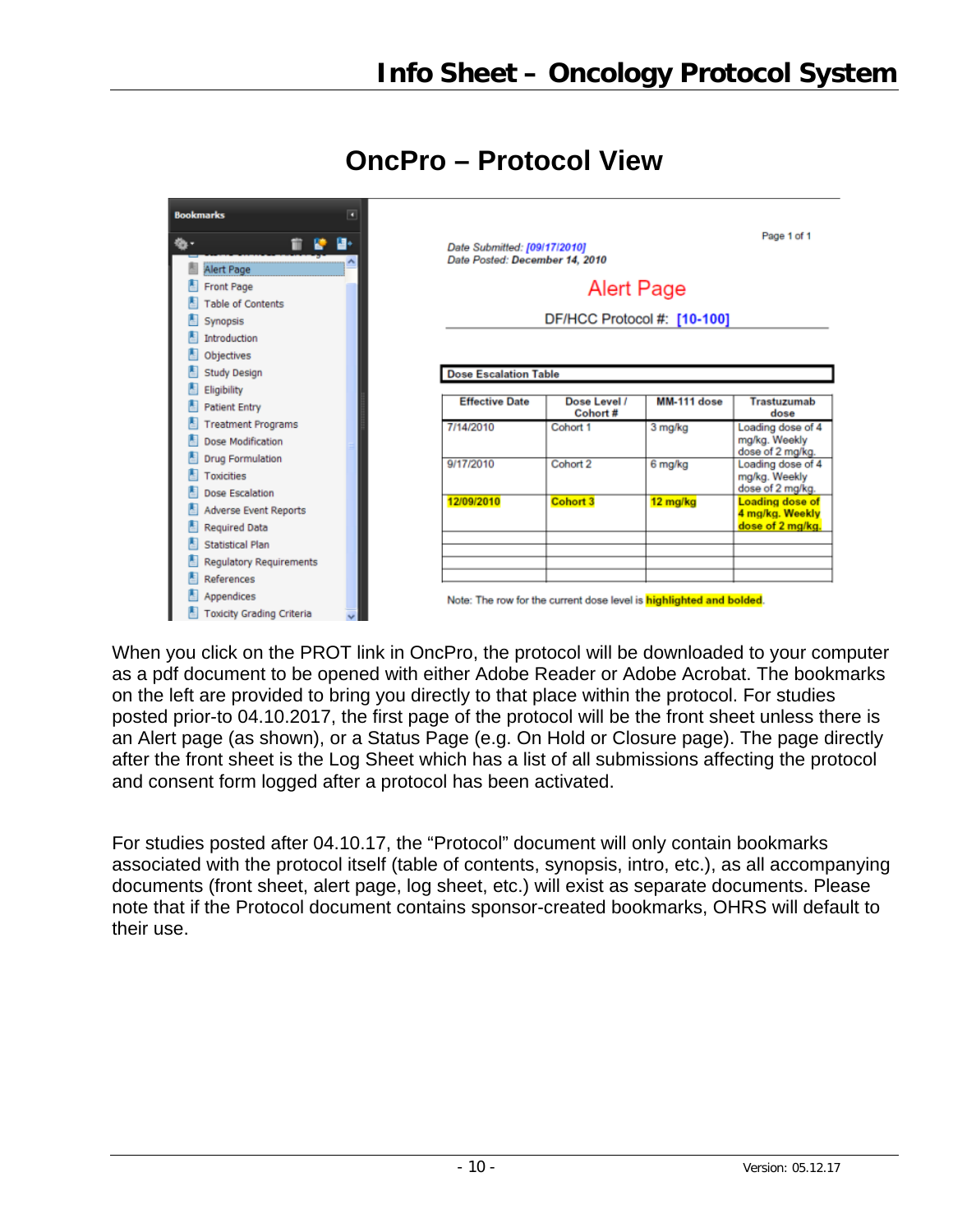## OncPro – Protocol View

| Bookmarks |
| --- |
| Alert Page |
| Front Page |
| Table of Contents |
| Synopsis |
| Introduction |
| Objectives |
| Study Design |
| Eligibility |
| Patient Entry |
| Treatment Programs |
| Dose Modification |
| Drug Formulation |
| Toxicities |
| Dose Escalation |
| Adverse Event Reports |
| Required Data |
| Statistical Plan |
| Regulatory Requirements |
| References |
| Appendices |
| Toxicity Grading Criteria |

*Date Submitted: [09/17/2010]*
*Date Posted: **December 14, 2010***

Alert Page

DF/HCC Protocol #: [10-100]

**Dose Escalation Table**

| Effective Date | Dose Level / Cohort # | MM-111 dose | Trastuzumab dose |
| --- | --- | --- | --- |
| 7/14/2010 | Cohort 1 | 3 mg/kg | Loading dose of 4 mg/kg. Weekly dose of 2 mg/kg. |
| 9/17/2010 | Cohort 2 | 6 mg/kg | Loading dose of 4 mg/kg. Weekly dose of 2 mg/kg. |
| **12/09/2010** | **Cohort 3** | **12 mg/kg** | **Loading dose of 4 mg/kg. Weekly dose of 2 mg/kg.** |
| | | | |
| | | | |
| | | | |
| | | | |

Note: The row for the current dose level is **highlighted and bolded**.

When you click on the PROT link in OncPro, the protocol will be downloaded to your computer as a pdf document to be opened with either Adobe Reader or Adobe Acrobat. The bookmarks on the left are provided to bring you directly to that place within the protocol. For studies posted prior-to 04.10.2017, the first page of the protocol will be the front sheet unless there is an Alert page (as shown), or a Status Page (e.g. On Hold or Closure page). The page directly after the front sheet is the Log Sheet which has a list of all submissions affecting the protocol and consent form logged after a protocol has been activated.

For studies posted after 04.10.17, the "Protocol" document will only contain bookmarks associated with the protocol itself (table of contents, synopsis, intro, etc.), as all accompanying documents (front sheet, alert page, log sheet, etc.) will exist as separate documents. Please note that if the Protocol document contains sponsor-created bookmarks, OHRS will default to their use.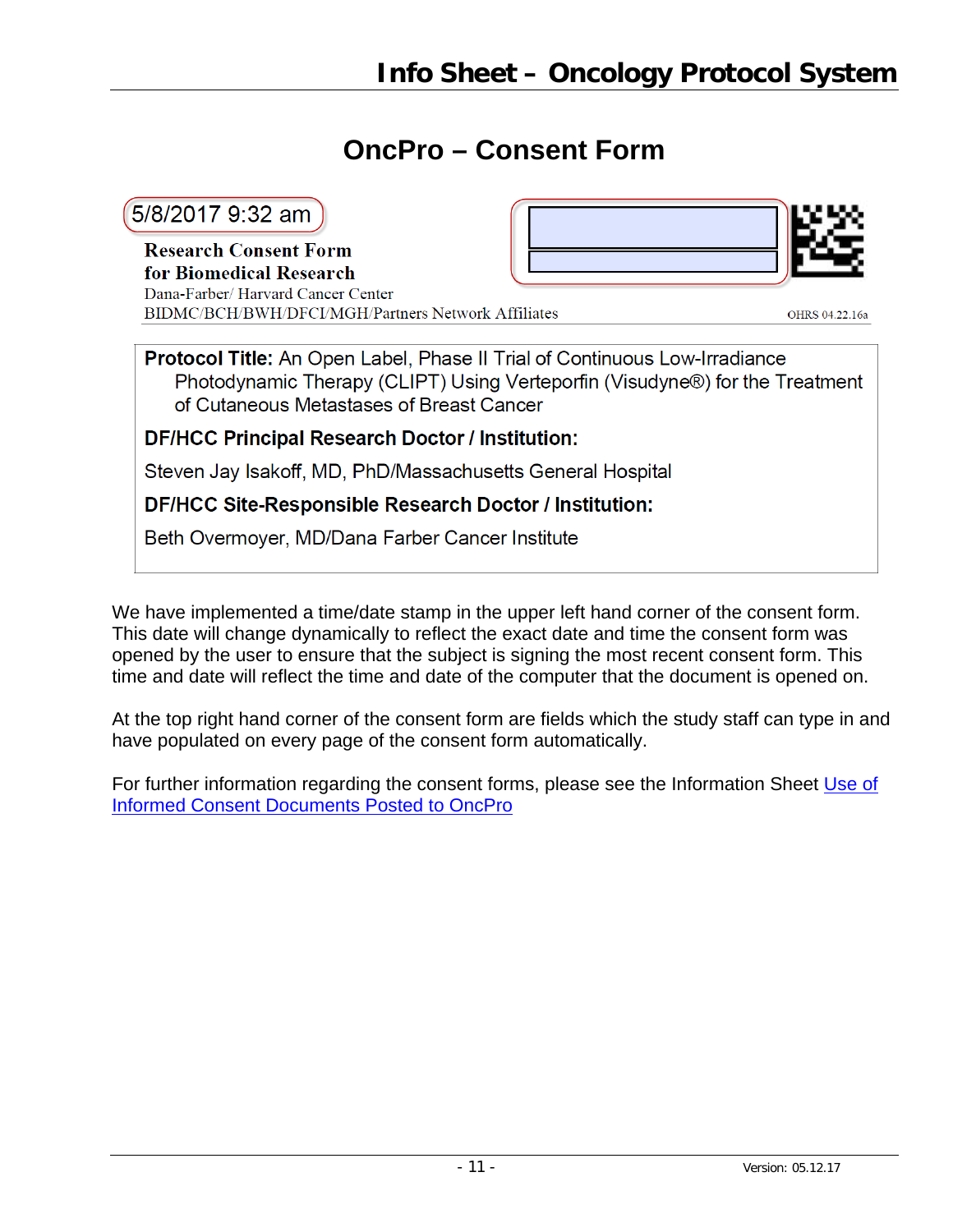## OncPro – Consent Form

5/8/2017 9:32 am

**Research Consent Form**
**for Biomedical Research**
Dana-Farber/ Harvard Cancer Center
BIDMC/BCH/BWH/DFCI/MGH/Partners Network Affiliates

OHRS 04.22.16a

**Protocol Title:** An Open Label, Phase II Trial of Continuous Low-Irradiance Photodynamic Therapy (CLIPT) Using Verteporfin (Visudyne®) for the Treatment of Cutaneous Metastases of Breast Cancer

**DF/HCC Principal Research Doctor / Institution:**

Steven Jay Isakoff, MD, PhD/Massachusetts General Hospital

**DF/HCC Site-Responsible Research Doctor / Institution:**

Beth Overmoyer, MD/Dana Farber Cancer Institute

We have implemented a time/date stamp in the upper left hand corner of the consent form. This date will change dynamically to reflect the exact date and time the consent form was opened by the user to ensure that the subject is signing the most recent consent form. This time and date will reflect the time and date of the computer that the document is opened on.

At the top right hand corner of the consent form are fields which the study staff can type in and have populated on every page of the consent form automatically.

For further information regarding the consent forms, please see the Information Sheet Use of Informed Consent Documents Posted to OncPro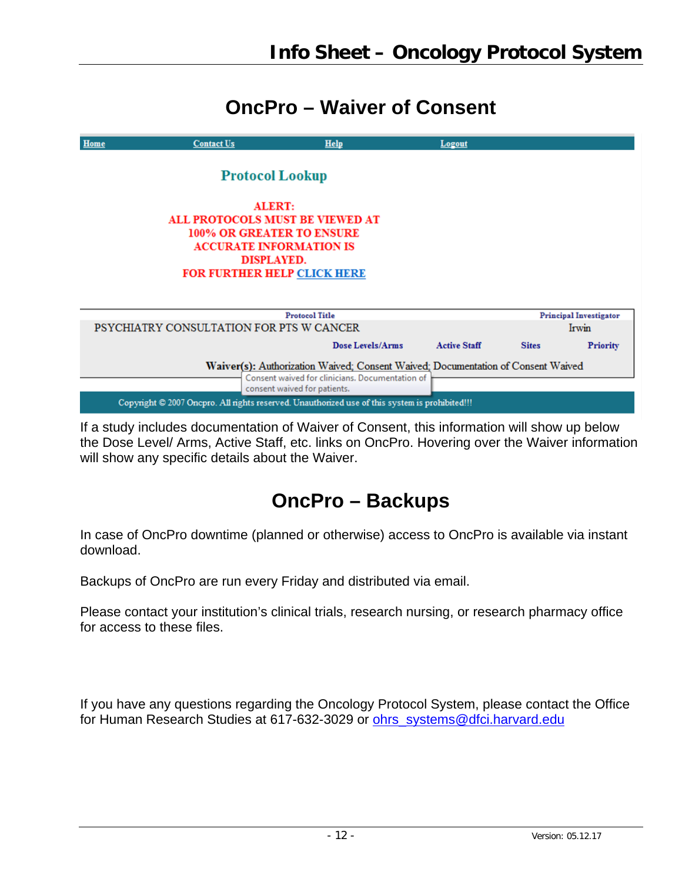# OncPro – Waiver of Consent

Home | Contact Us | Help | Logout

**Protocol Lookup**

**ALERT:**
**ALL PROTOCOLS MUST BE VIEWED AT 100% OR GREATER TO ENSURE ACCURATE INFORMATION IS DISPLAYED.**
**FOR FURTHER HELP CLICK HERE**

| Protocol Title | | | | Principal Investigator |
|---|---|---|---|---|
| PSYCHIATRY CONSULTATION FOR PTS W CANCER | | | | Irwin |
| | Dose Levels/Arms | Active Staff | Sites | Priority |

**Waiver(s):** Authorization Waived; Consent Waived; Documentation of Consent Waived

Consent waived for clinicians. Documentation of consent waived for patients.

Copyright © 2007 Oncpro. All rights reserved. Unauthorized use of this system is prohibited!!!

If a study includes documentation of Waiver of Consent, this information will show up below the Dose Level/ Arms, Active Staff, etc. links on OncPro. Hovering over the Waiver information will show any specific details about the Waiver.

# OncPro – Backups

In case of OncPro downtime (planned or otherwise) access to OncPro is available via instant download.

Backups of OncPro are run every Friday and distributed via email.

Please contact your institution's clinical trials, research nursing, or research pharmacy office for access to these files.

If you have any questions regarding the Oncology Protocol System, please contact the Office for Human Research Studies at 617-632-3029 or ohrs_systems@dfci.harvard.edu